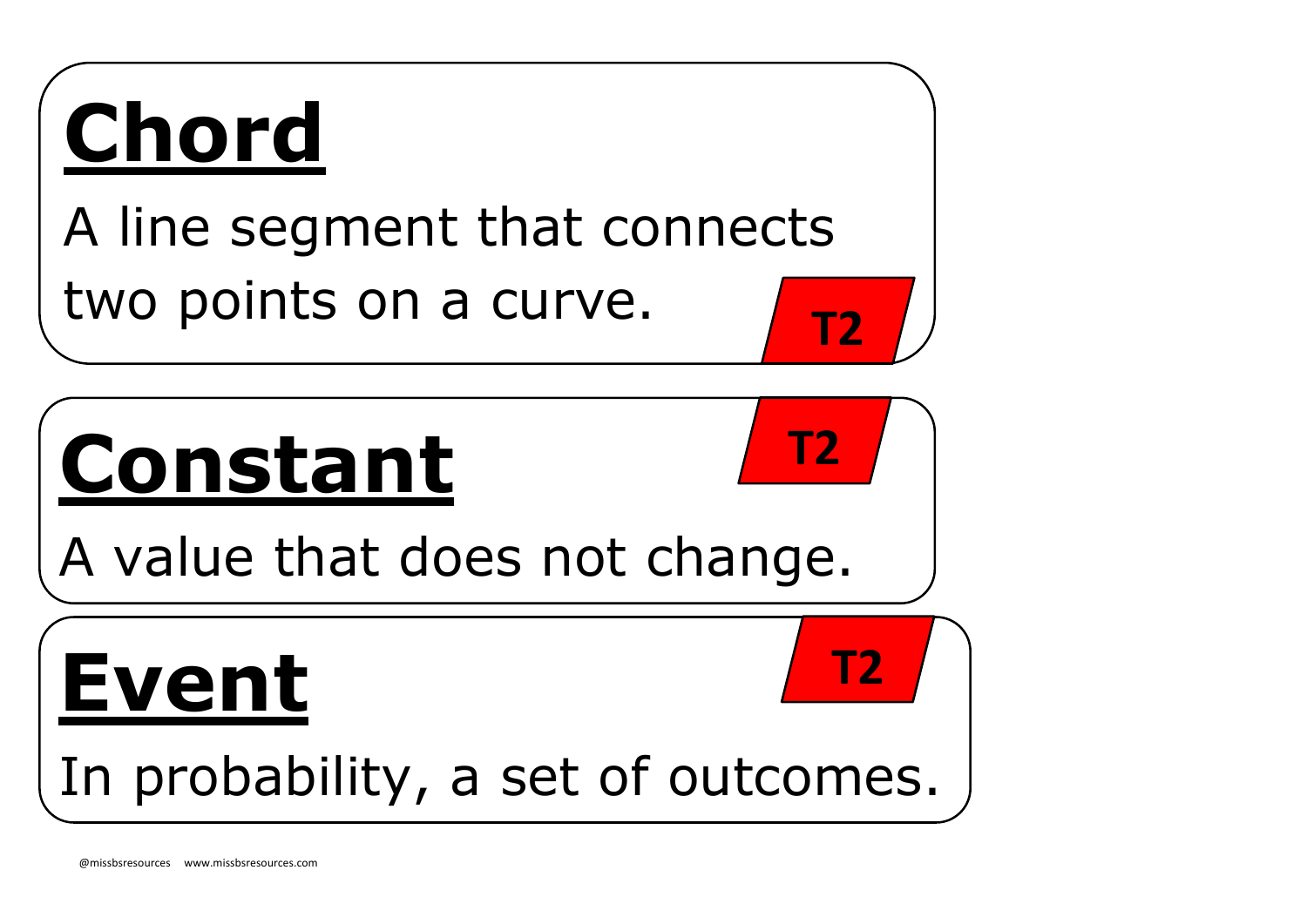## Chord

A line segment that connects two points on a curve.

**T2**

## Constant

**T2**

A value that does not change.

## Event

**T2**

In probability, a set of outcomes.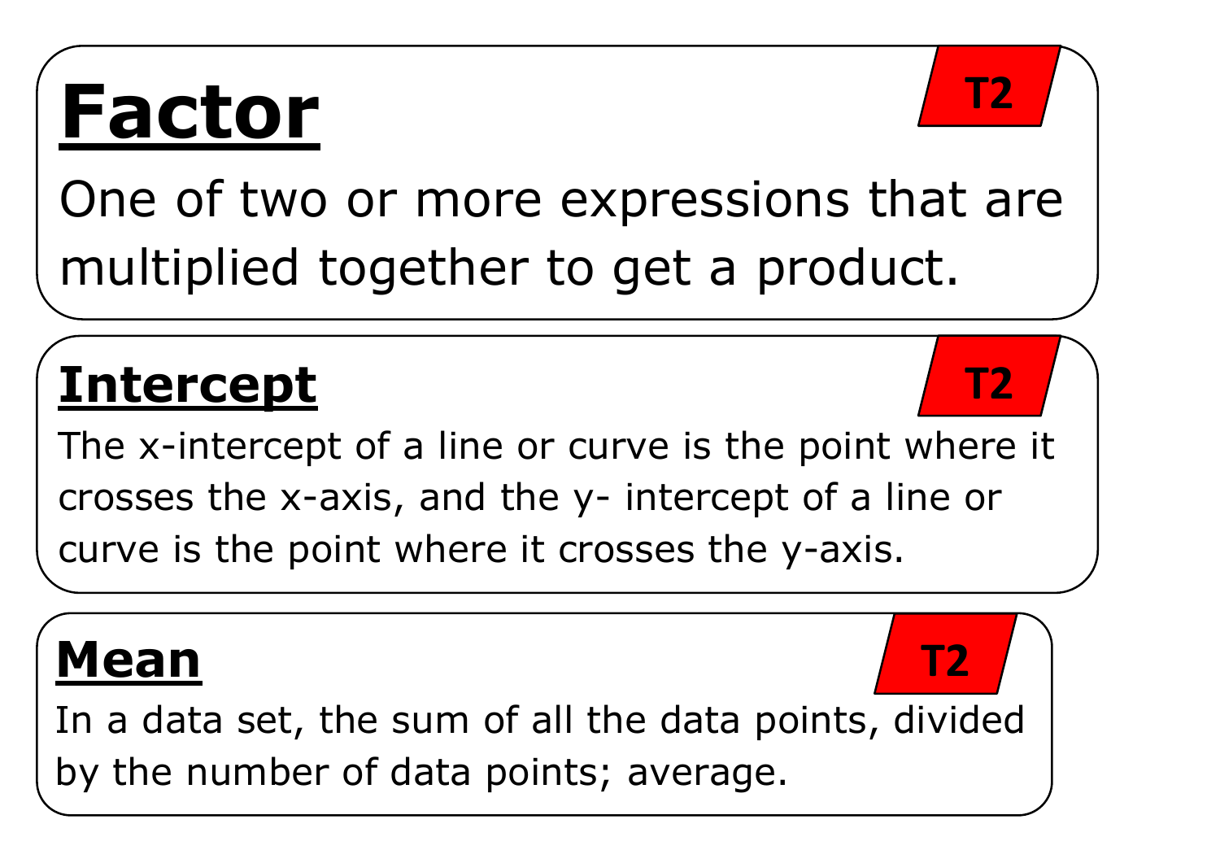## Factor

**T2**

One of two or more expressions that are multiplied together to get a product.

## Intercept

**T2**

The x-intercept of a line or curve is the point where it crosses the x-axis, and the y- intercept of a line or curve is the point where it crosses the y-axis.

## Mean

**T2**

In a data set, the sum of all the data points, divided by the number of data points; average.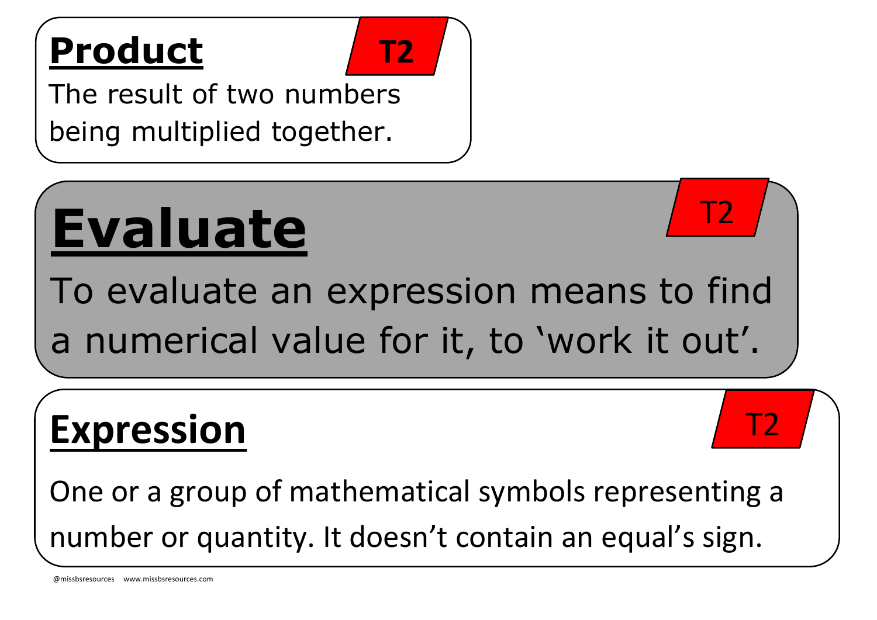## Product

T2

The result of two numbers being multiplied together.

## Evaluate

T2

To evaluate an expression means to find a numerical value for it, to 'work it out'.

## Expression

T2

One or a group of mathematical symbols representing a number or quantity. It doesn't contain an equal's sign.

@missbsresources www.missbsresources.com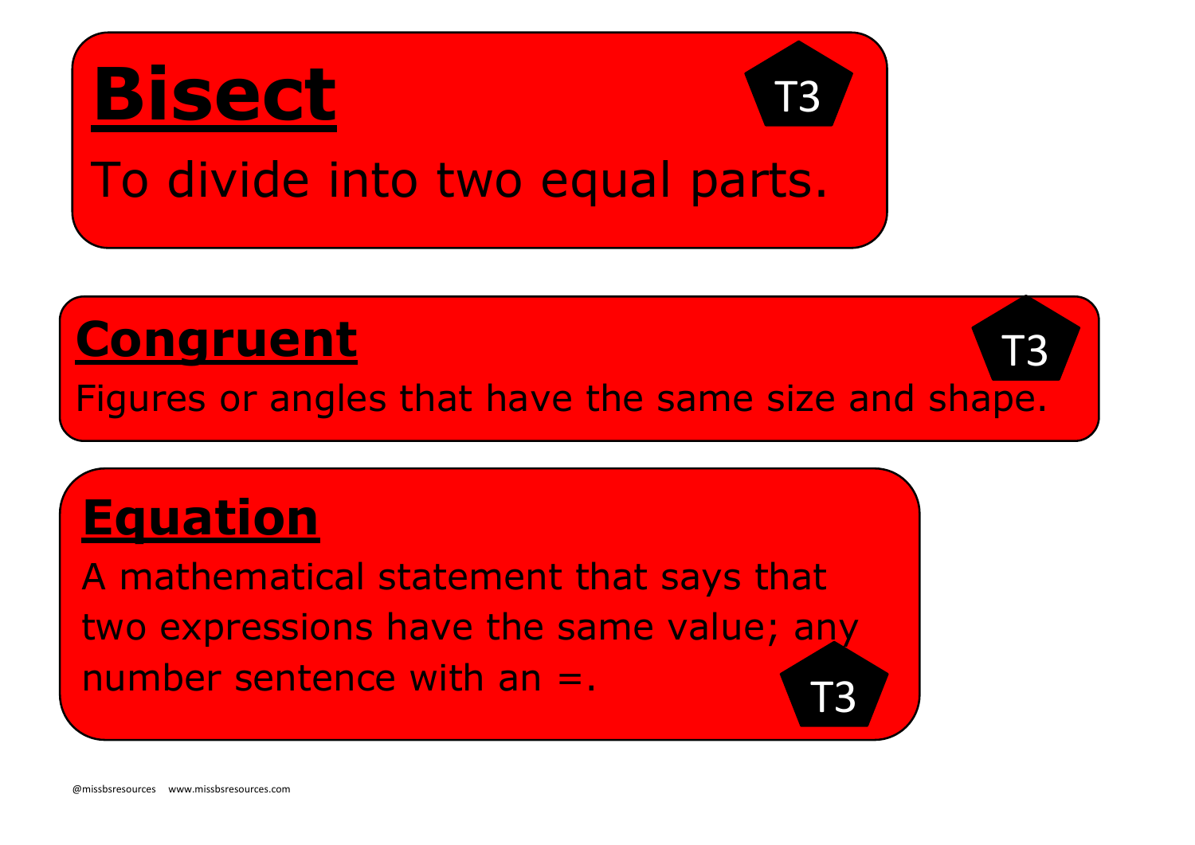## **Bisect**

T3

To divide into two equal parts.

## **Congruent**

T3

Figures or angles that have the same size and shape.

## **Equation**

A mathematical statement that says that two expressions have the same value; any number sentence with an =.

T3

@missbsresources www.missbsresources.com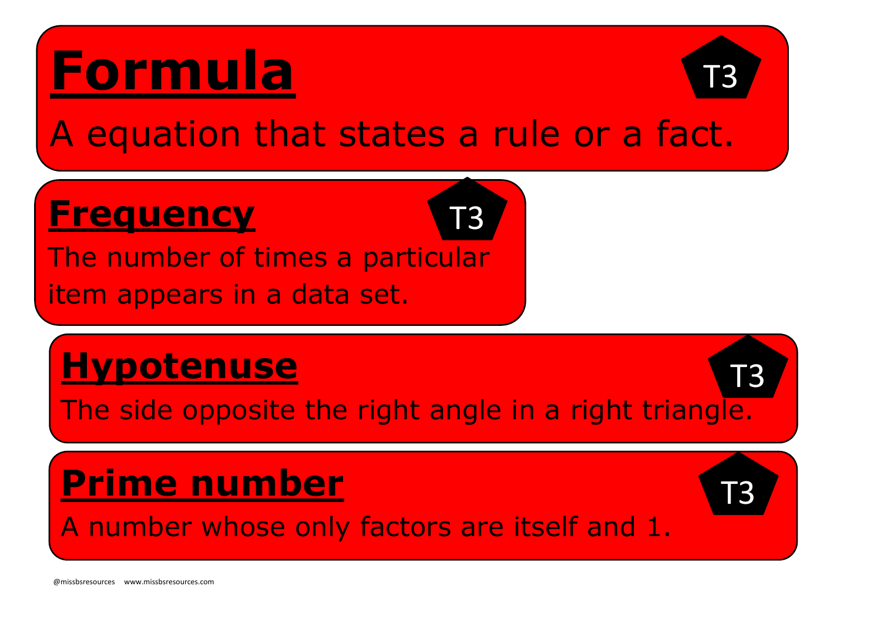## Formula

T3

A equation that states a rule or a fact.

## Frequency

T3

The number of times a particular item appears in a data set.

## Hypotenuse

T3

The side opposite the right angle in a right triangle.

## Prime number

T3

A number whose only factors are itself and 1.

@missbsresources www.missbsresources.com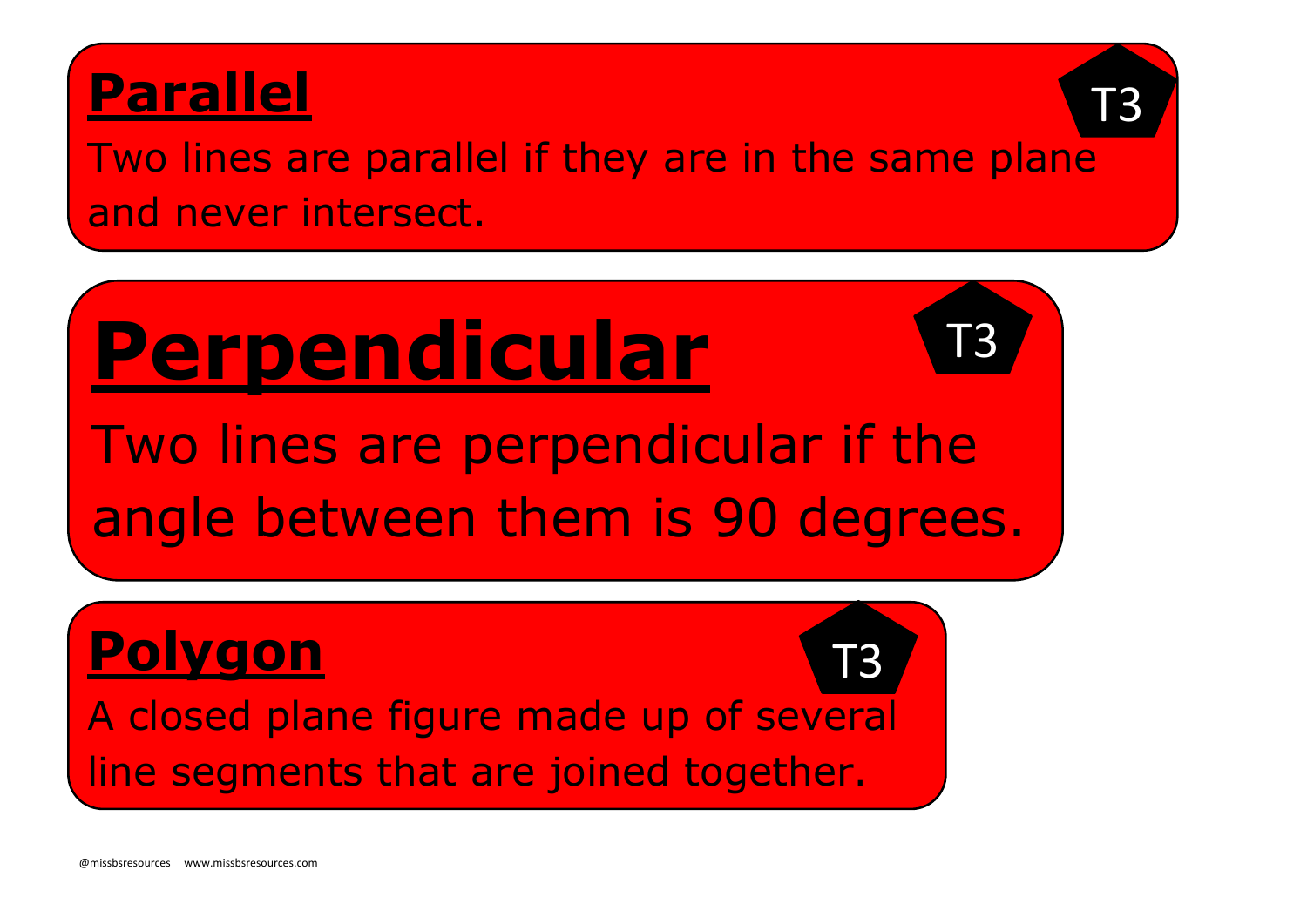## Parallel

T3

Two lines are parallel if they are in the same plane and never intersect.

## Perpendicular

T3

Two lines are perpendicular if the angle between them is 90 degrees.

## Polygon

T3

A closed plane figure made up of several line segments that are joined together.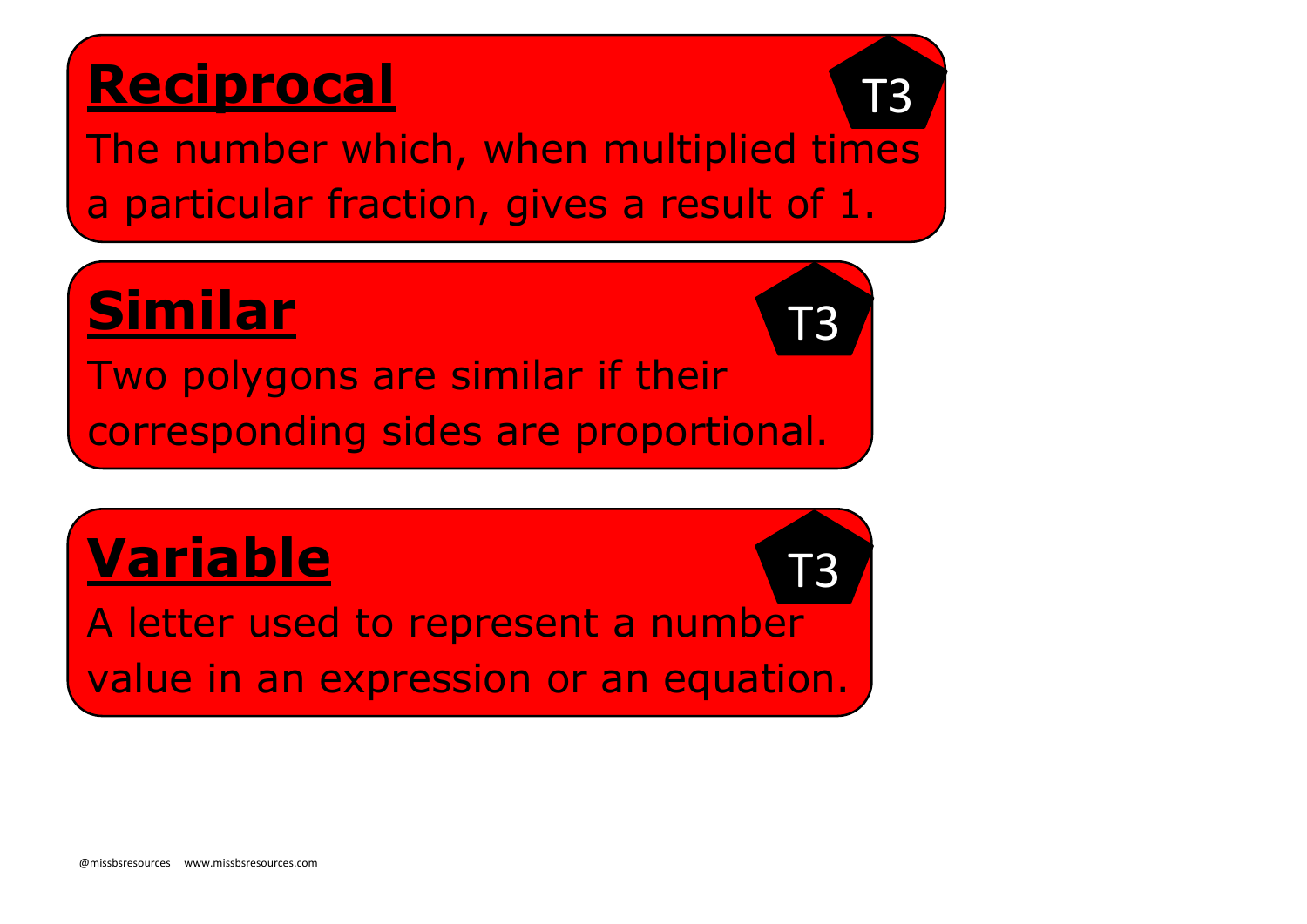## **Reciprocal**

T3

The number which, when multiplied times a particular fraction, gives a result of 1.

## **Similar**

T3

Two polygons are similar if their corresponding sides are proportional.

## **Variable**

T3

A letter used to represent a number value in an expression or an equation.

@missbsresources www.missbsresources.com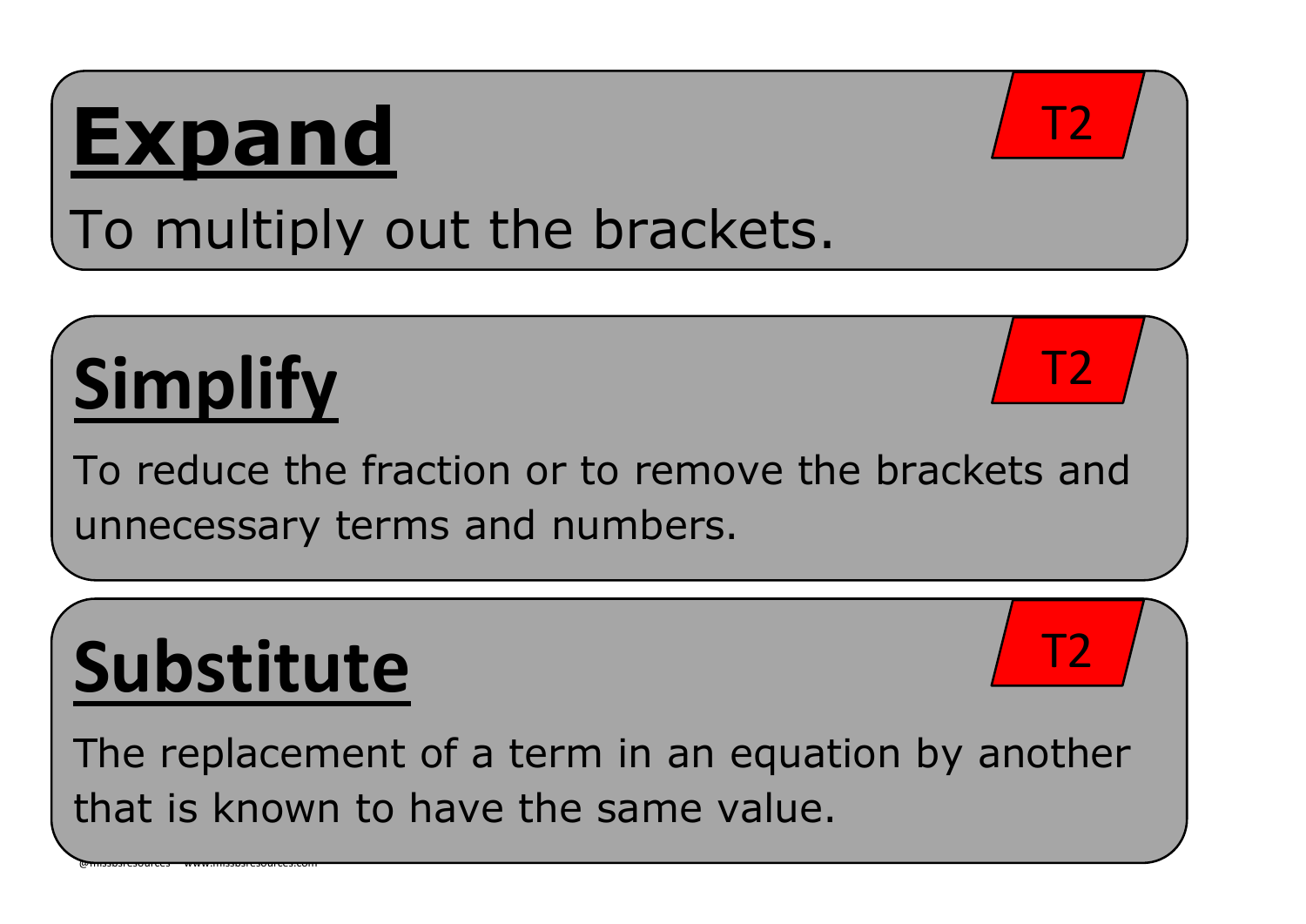## Expand

T2

To multiply out the brackets.

## Simplify

T2

To reduce the fraction or to remove the brackets and unnecessary terms and numbers.

## Substitute

T2

The replacement of a term in an equation by another that is known to have the same value.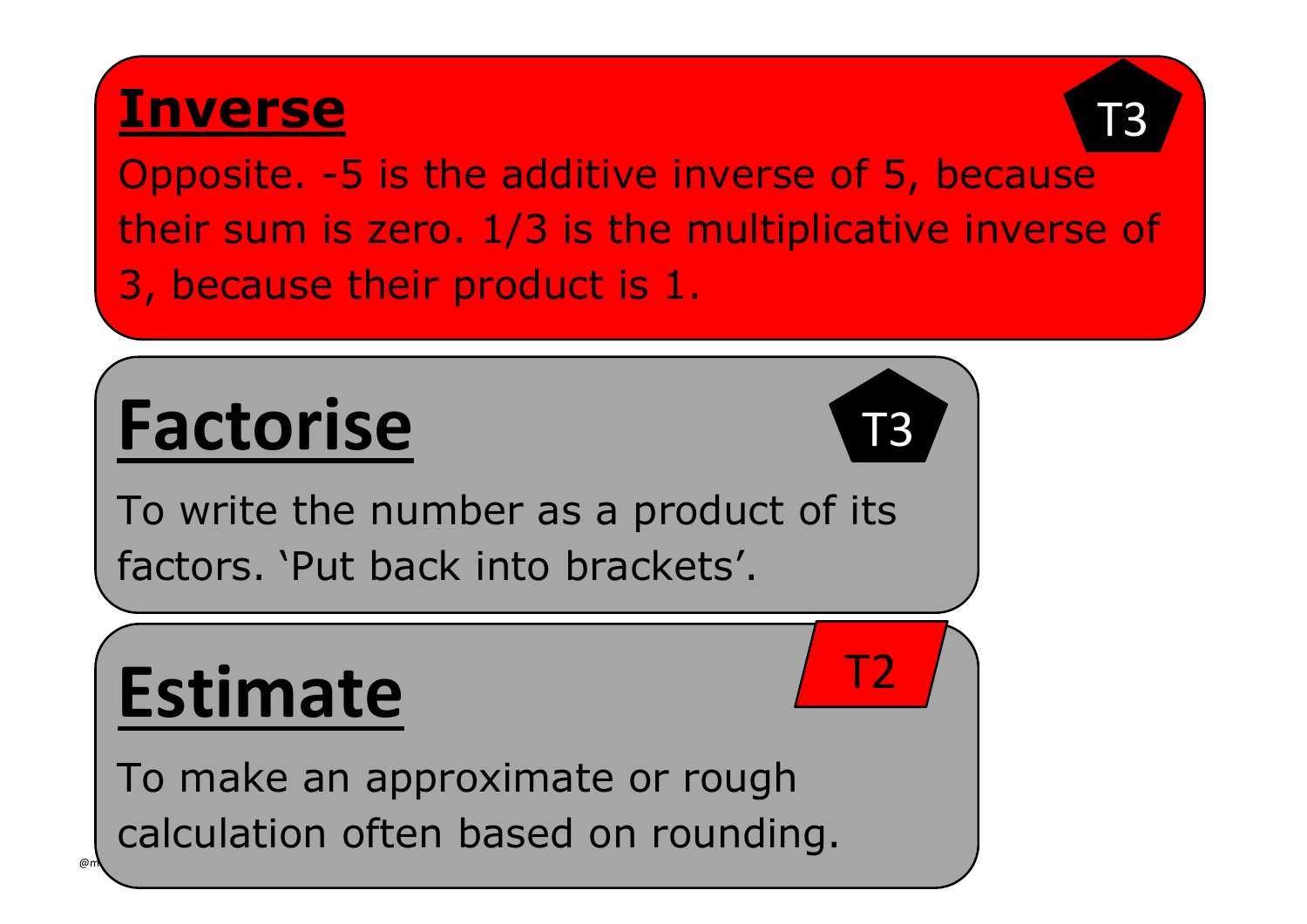## Inverse

T3

Opposite. -5 is the additive inverse of 5, because their sum is zero. 1/3 is the multiplicative inverse of 3, because their product is 1.

## Factorise

T3

To write the number as a product of its factors. 'Put back into brackets'.

## Estimate

T2

To make an approximate or rough calculation often based on rounding.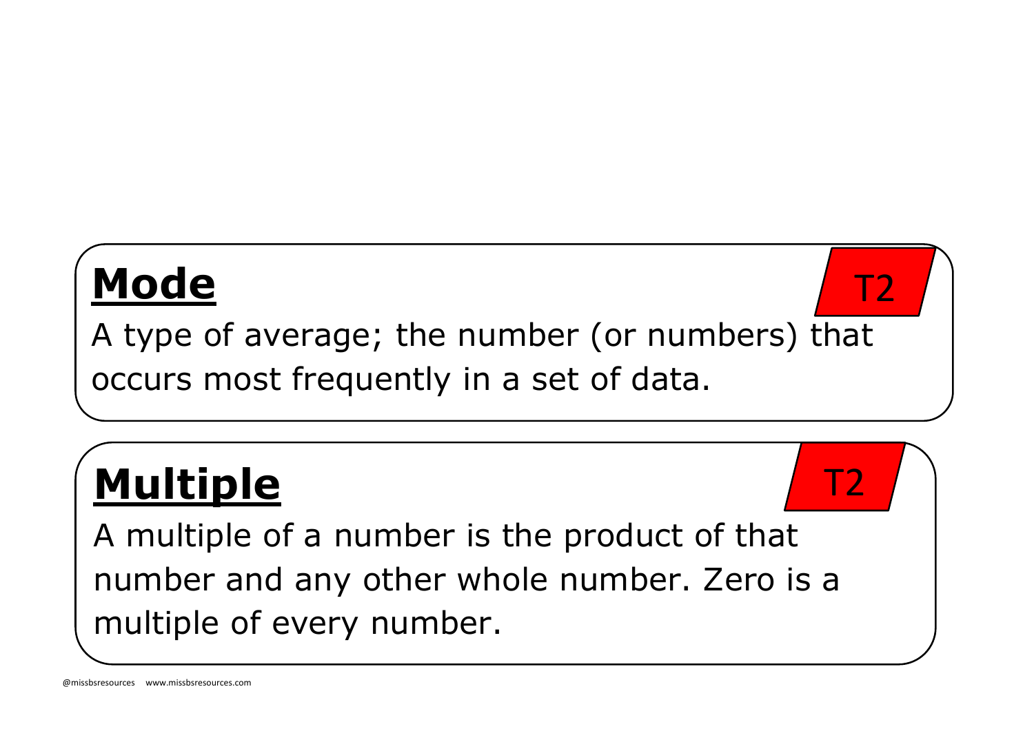## Mode

T2

A type of average; the number (or numbers) that occurs most frequently in a set of data.

## Multiple

T2

A multiple of a number is the product of that number and any other whole number. Zero is a multiple of every number.